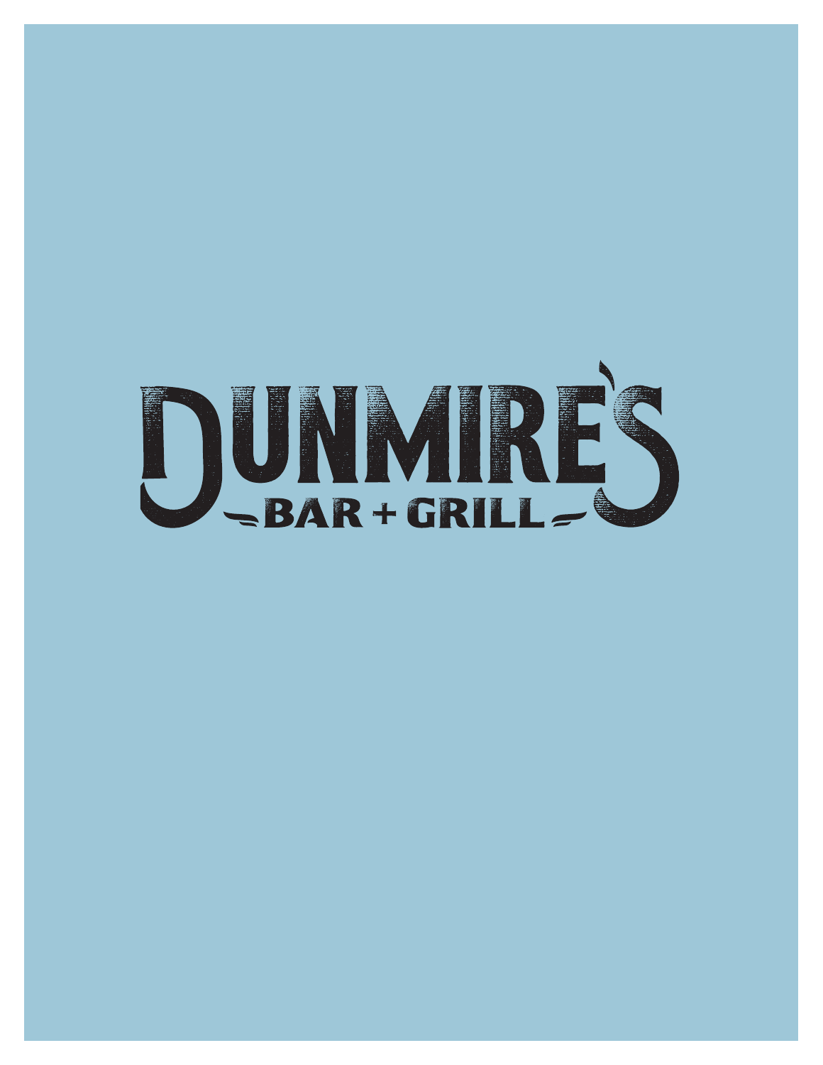# DUNMIRE'S

## BAR + GRILL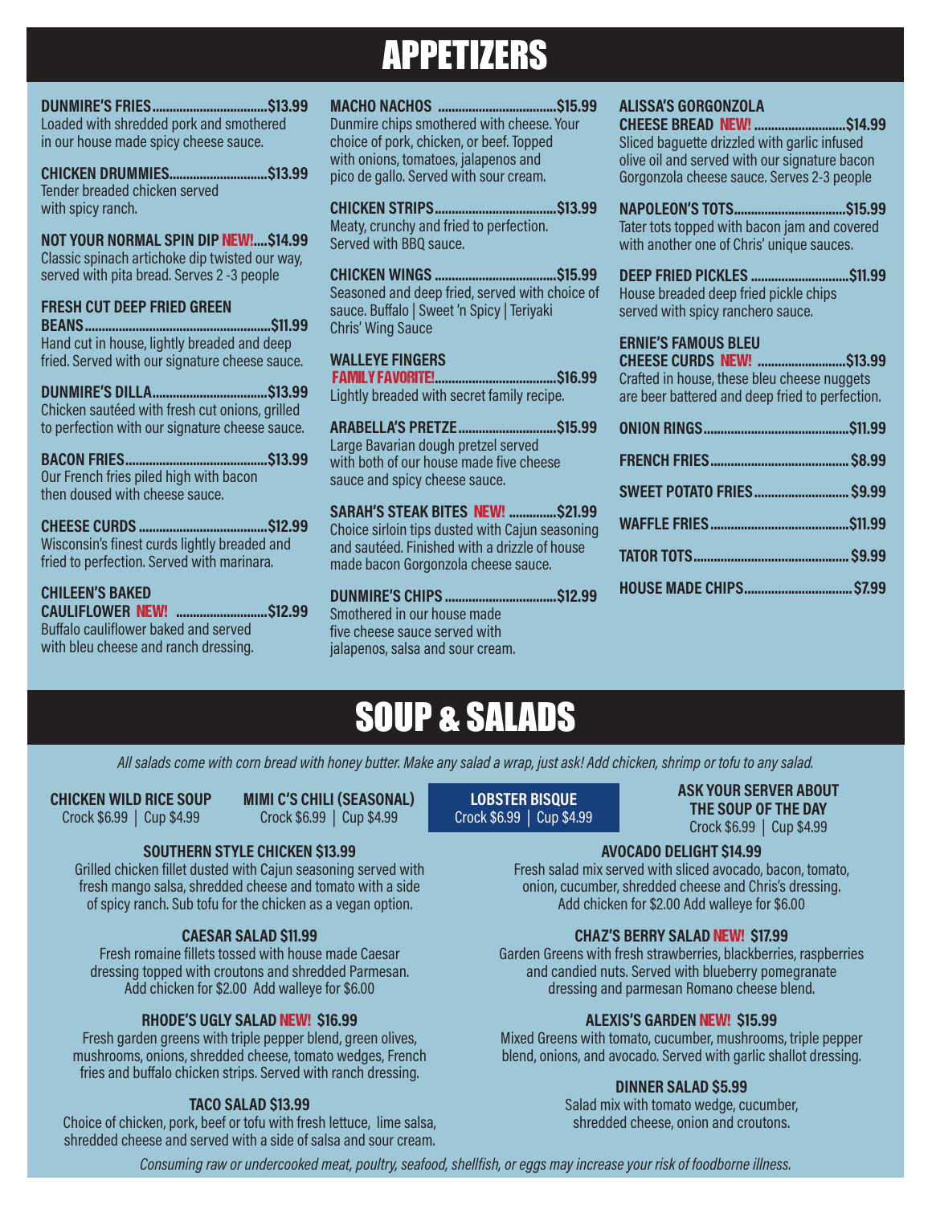# APPETIZERS

**DUNMIRE'S FRIES....................................$13.99**
Loaded with shredded pork and smothered in our house made spicy cheese sauce.

**CHICKEN DRUMMIES..............................$13.99**
Tender breaded chicken served with spicy ranch.

**NOT YOUR NORMAL SPIN DIP NEW!....$14.99**
Classic spinach artichoke dip twisted our way, served with pita bread. Serves 2 -3 people

**FRESH CUT DEEP FRIED GREEN BEANS.........................................................$11.99**
Hand cut in house, lightly breaded and deep fried. Served with our signature cheese sauce.

**DUNMIRE'S DILLA....................................$13.99**
Chicken sautéed with fresh cut onions, grilled to perfection with our signature cheese sauce.

**BACON FRIES...........................................$13.99**
Our French fries piled high with bacon then doused with cheese sauce.

**CHEESE CURDS ......................................$12.99**
Wisconsin's finest curds lightly breaded and fried to perfection. Served with marinara.

**CHILEEN'S BAKED CAULIFLOWER NEW! ............................$12.99**
Buffalo cauliflower baked and served with bleu cheese and ranch dressing.

**MACHO NACHOS .....................................$15.99**
Dunmire chips smothered with cheese. Your choice of pork, chicken, or beef. Topped with onions, tomatoes, jalapenos and pico de gallo. Served with sour cream.

**CHICKEN STRIPS.......................................$13.99**
Meaty, crunchy and fried to perfection. Served with BBQ sauce.

**CHICKEN WINGS .......................................$15.99**
Seasoned and deep fried, served with choice of sauce. Buffalo | Sweet 'n Spicy | Teriyaki Chris' Wing Sauce

**WALLEYE FINGERS FAMILY FAVORITE!.......................................$16.99**
Lightly breaded with secret family recipe.

**ARABELLA'S PRETZE.............................$15.99**
Large Bavarian dough pretzel served with both of our house made five cheese sauce and spicy cheese sauce.

**SARAH'S STEAK BITES NEW! ..............$21.99**
Choice sirloin tips dusted with Cajun seasoning and sautéed. Finished with a drizzle of house made bacon Gorgonzola cheese sauce.

**DUNMIRE'S CHIPS ..................................$12.99**
Smothered in our house made five cheese sauce served with jalapenos, salsa and sour cream.

**ALISSA'S GORGONZOLA CHEESE BREAD NEW! ............................$14.99**
Sliced baguette drizzled with garlic infused olive oil and served with our signature bacon Gorgonzola cheese sauce. Serves 2-3 people

**NAPOLEON'S TOTS..................................$15.99**
Tater tots topped with bacon jam and covered with another one of Chris' unique sauces.

**DEEP FRIED PICKLES ..............................$11.99**
House breaded deep fried pickle chips served with spicy ranchero sauce.

**ERNIE'S FAMOUS BLEU CHEESE CURDS NEW! ...........................$13.99**
Crafted in house, these bleu cheese nuggets are beer battered and deep fried to perfection.

**ONION RINGS............................................$11.99**

**FRENCH FRIES.......................................... $8.99**

**SWEET POTATO FRIES............................ $9.99**

**WAFFLE FRIES..........................................$11.99**

**TATOR TOTS.............................................. $9.99**

**HOUSE MADE CHIPS................................$7.99**

# SOUP & SALADS

*All salads come with corn bread with honey butter. Make any salad a wrap, just ask! Add chicken, shrimp or tofu to any salad.*

**CHICKEN WILD RICE SOUP**
Crock $6.99 | Cup $4.99

**MIMI C'S CHILI (SEASONAL)**
Crock $6.99 | Cup $4.99

**LOBSTER BISQUE**
Crock $6.99 | Cup $4.99

**ASK YOUR SERVER ABOUT THE SOUP OF THE DAY**
Crock $6.99 | Cup $4.99

**SOUTHERN STYLE CHICKEN $13.99**
Grilled chicken fillet dusted with Cajun seasoning served with fresh mango salsa, shredded cheese and tomato with a side of spicy ranch. Sub tofu for the chicken as a vegan option.

**CAESAR SALAD $11.99**
Fresh romaine fillets tossed with house made Caesar dressing topped with croutons and shredded Parmesan. Add chicken for $2.00 Add walleye for $6.00

**RHODE'S UGLY SALAD NEW! $16.99**
Fresh garden greens with triple pepper blend, green olives, mushrooms, onions, shredded cheese, tomato wedges, French fries and buffalo chicken strips. Served with ranch dressing.

**TACO SALAD $13.99**
Choice of chicken, pork, beef or tofu with fresh lettuce, lime salsa, shredded cheese and served with a side of salsa and sour cream.

**AVOCADO DELIGHT $14.99**
Fresh salad mix served with sliced avocado, bacon, tomato, onion, cucumber, shredded cheese and Chris's dressing. Add chicken for $2.00 Add walleye for $6.00

**CHAZ'S BERRY SALAD NEW! $17.99**
Garden Greens with fresh strawberries, blackberries, raspberries and candied nuts. Served with blueberry pomegranate dressing and parmesan Romano cheese blend.

**ALEXIS'S GARDEN NEW! $15.99**
Mixed Greens with tomato, cucumber, mushrooms, triple pepper blend, onions, and avocado. Served with garlic shallot dressing.

**DINNER SALAD $5.99**
Salad mix with tomato wedge, cucumber, shredded cheese, onion and croutons.

*Consuming raw or undercooked meat, poultry, seafood, shellfish, or eggs may increase your risk of foodborne illness.*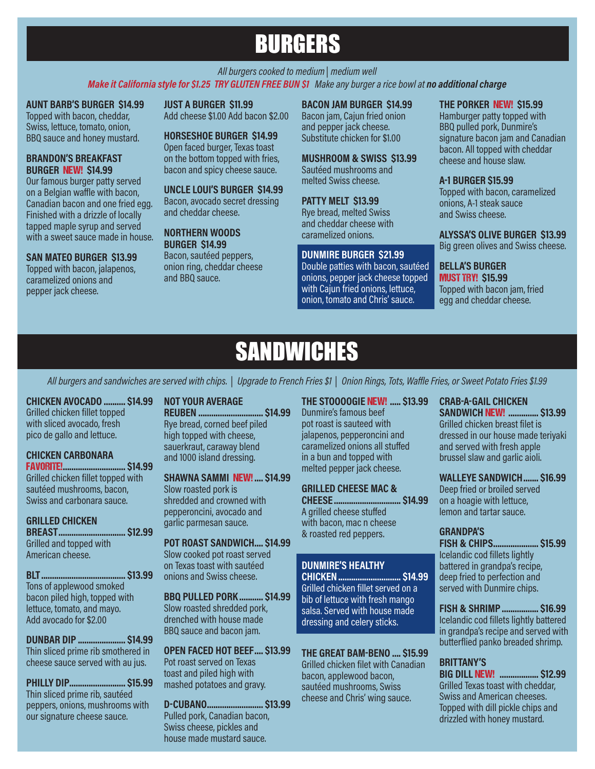# BURGERS

*All burgers cooked to medium | medium well*

***Make it California style for $1.25 TRY GLUTEN FREE BUN $1*** *Make any burger a rice bowl at* ***no additional charge***

**AUNT BARB'S BURGER $14.99**
Topped with bacon, cheddar, Swiss, lettuce, tomato, onion, BBQ sauce and honey mustard.

**BRANDON'S BREAKFAST BURGER NEW! $14.99**
Our famous burger patty served on a Belgian waffle with bacon, Canadian bacon and one fried egg. Finished with a drizzle of locally tapped maple syrup and served with a sweet sauce made in house.

**SAN MATEO BURGER $13.99**
Topped with bacon, jalapenos, caramelized onions and pepper jack cheese.

**JUST A BURGER $11.99**
Add cheese $1.00 Add bacon $2.00

**HORSESHOE BURGER $14.99**
Open faced burger, Texas toast on the bottom topped with fries, bacon and spicy cheese sauce.

**UNCLE LOUI'S BURGER $14.99**
Bacon, avocado secret dressing and cheddar cheese.

**NORTHERN WOODS BURGER $14.99**
Bacon, sautéed peppers, onion ring, cheddar cheese and BBQ sauce.

**BACON JAM BURGER $14.99**
Bacon jam, Cajun fried onion and pepper jack cheese. Substitute chicken for $1.00

**MUSHROOM & SWISS $13.99**
Sautéed mushrooms and melted Swiss cheese.

**PATTY MELT $13.99**
Rye bread, melted Swiss and cheddar cheese with caramelized onions.

**DUNMIRE BURGER $21.99**
Double patties with bacon, sautéed onions, pepper jack cheese topped with Cajun fried onions, lettuce, onion, tomato and Chris' sauce.

**THE PORKER NEW! $15.99**
Hamburger patty topped with BBQ pulled pork, Dunmire's signature bacon jam and Canadian bacon. All topped with cheddar cheese and house slaw.

**A-1 BURGER $15.99**
Topped with bacon, caramelized onions, A-1 steak sauce and Swiss cheese.

**ALYSSA'S OLIVE BURGER $13.99**
Big green olives and Swiss cheese.

**BELLA'S BURGER MUST TRY! $15.99**
Topped with bacon jam, fried egg and cheddar cheese.

# SANDWICHES

*All burgers and sandwiches are served with chips. | Upgrade to French Fries $1 | Onion Rings, Tots, Waffle Fries, or Sweet Potato Fries $1.99*

**CHICKEN AVOCADO .......... $14.99**
Grilled chicken fillet topped with sliced avocado, fresh pico de gallo and lettuce.

**CHICKEN CARBONARA FAVORITE! .......... $14.99**
Grilled chicken fillet topped with sautéed mushrooms, bacon, Swiss and carbonara sauce.

**GRILLED CHICKEN BREAST .......... $12.99**
Grilled and topped with American cheese.

**BLT .......... $13.99**
Tons of applewood smoked bacon piled high, topped with lettuce, tomato, and mayo. Add avocado for $2.00

**DUNBAR DIP .......... $14.99**
Thin sliced prime rib smothered in cheese sauce served with au jus.

**PHILLY DIP .......... $15.99**
Thin sliced prime rib, sautéed peppers, onions, mushrooms with our signature cheese sauce.

**NOT YOUR AVERAGE REUBEN .......... $14.99**
Rye bread, corned beef piled high topped with cheese, sauerkraut, caraway blend and 1000 island dressing.

**SHAWNA SAMMI NEW! .... $14.99**
Slow roasted pork is shredded and crowned with pepperoncini, avocado and garlic parmesan sauce.

**POT ROAST SANDWICH.... $14.99**
Slow cooked pot roast served on Texas toast with sautéed onions and Swiss cheese.

**BBQ PULLED PORK .......... $14.99**
Slow roasted shredded pork, drenched with house made BBQ sauce and bacon jam.

**OPEN FACED HOT BEEF.... $13.99**
Pot roast served on Texas toast and piled high with mashed potatoes and gravy.

**D-CUBANO .......... $13.99**
Pulled pork, Canadian bacon, Swiss cheese, pickles and house made mustard sauce.

**THE STOOOOGIE NEW! ..... $13.99**
Dunmire's famous beef pot roast is sauteed with jalapenos, pepperoncini and caramelized onions all stuffed in a bun and topped with melted pepper jack cheese.

**GRILLED CHEESE MAC & CHEESE .......... $14.99**
A grilled cheese stuffed with bacon, mac n cheese & roasted red peppers.

**DUNMIRE'S HEALTHY CHICKEN .......... $14.99**
Grilled chicken fillet served on a bib of lettuce with fresh mango salsa. Served with house made dressing and celery sticks.

**THE GREAT BAM-BENO .... $15.99**
Grilled chicken filet with Canadian bacon, applewood bacon, sautéed mushrooms, Swiss cheese and Chris' wing sauce.

**CRAB-A-GAIL CHICKEN SANDWICH NEW! .......... $13.99**
Grilled chicken breast filet is dressed in our house made teriyaki and served with fresh apple brussel slaw and garlic aioli.

**WALLEYE SANDWICH....... $16.99**
Deep fried or broiled served on a hoagie with lettuce, lemon and tartar sauce.

**GRANDPA'S FISH & CHIPS .......... $15.99**
Icelandic cod fillets lightly battered in grandpa's recipe, deep fried to perfection and served with Dunmire chips.

**FISH & SHRIMP .......... $16.99**
Icelandic cod fillets lightly battered in grandpa's recipe and served with butterflied panko breaded shrimp.

**BRITTANY'S BIG DILL NEW! .......... $12.99**
Grilled Texas toast with cheddar, Swiss and American cheeses. Topped with dill pickle chips and drizzled with honey mustard.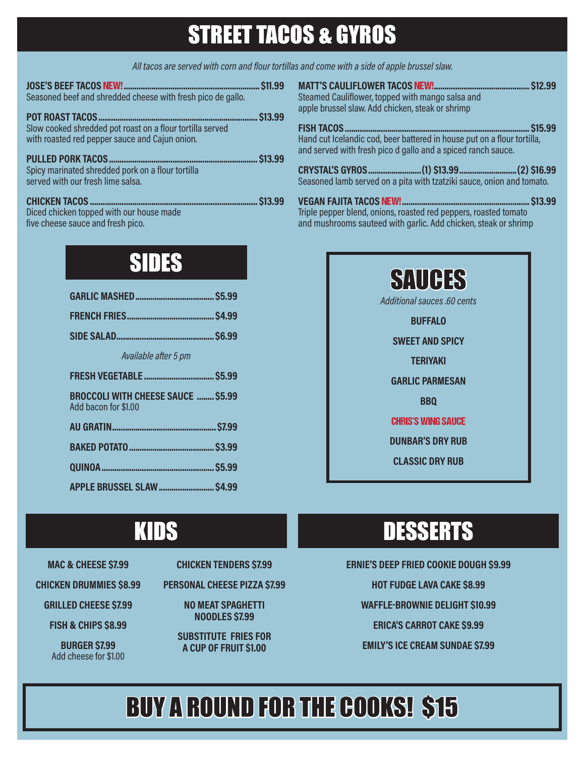# STREET TACOS & GYROS

*All tacos are served with corn and flour tortillas and come with a side of apple brussel slaw.*

**JOSE'S BEEF TACOS NEW!** ........ **$11.99**
Seasoned beef and shredded cheese with fresh pico de gallo.

**POT ROAST TACOS** ........ **$13.99**
Slow cooked shredded pot roast on a flour tortilla served with roasted red pepper sauce and Cajun onion.

**PULLED PORK TACOS** ........ **$13.99**
Spicy marinated shredded pork on a flour tortilla served with our fresh lime salsa.

**CHICKEN TACOS** ........ **$13.99**
Diced chicken topped with our house made five cheese sauce and fresh pico.

**MATT'S CAULIFLOWER TACOS NEW!** ........ **$12.99**
Steamed Cauliflower, topped with mango salsa and apple brussel slaw. Add chicken, steak or shrimp

**FISH TACOS** ........ **$15.99**
Hand cut Icelandic cod, beer battered in house put on a flour tortilla, and served with fresh pico d gallo and a spiced ranch sauce.

**CRYSTAL'S GYROS** ........ **(1) $13.99** ........ **(2) $16.99**
Seasoned lamb served on a pita with tzatziki sauce, onion and tomato.

**VEGAN FAJITA TACOS NEW!** ........ **$13.99**
Triple pepper blend, onions, roasted red peppers, roasted tomato and mushrooms sauteed with garlic. Add chicken, steak or shrimp

# SIDES

**GARLIC MASHED** ........ **$5.99**

**FRENCH FRIES** ........ **$4.99**

**SIDE SALAD** ........ **$6.99**

*Available after 5 pm*

**FRESH VEGETABLE** ........ **$5.99**

**BROCCOLI WITH CHEESE SAUCE** ........ **$5.99**
Add bacon for $1.00

**AU GRATIN** ........ **$7.99**

**BAKED POTATO** ........ **$3.99**

**QUINOA** ........ **$5.99**

**APPLE BRUSSEL SLAW** ........ **$4.99**

# SAUCES

*Additional sauces .60 cents*

**BUFFALO**

**SWEET AND SPICY**

**TERIYAKI**

**GARLIC PARMESAN**

**BBQ**

**CHRIS'S WING SAUCE**

**DUNBAR'S DRY RUB**

**CLASSIC DRY RUB**

# KIDS

**MAC & CHEESE $7.99**

**CHICKEN DRUMMIES $8.99**

**GRILLED CHEESE $7.99**

**FISH & CHIPS $8.99**

**BURGER $7.99**
Add cheese for $1.00

**CHICKEN TENDERS $7.99**

**PERSONAL CHEESE PIZZA $7.99**

**NO MEAT SPAGHETTI NOODLES $7.99**

**SUBSTITUTE FRIES FOR A CUP OF FRUIT $1.00**

# DESSERTS

**ERNIE'S DEEP FRIED COOKIE DOUGH $9.99**

**HOT FUDGE LAVA CAKE $8.99**

**WAFFLE-BROWNIE DELIGHT $10.99**

**ERICA'S CARROT CAKE $9.99**

**EMILY'S ICE CREAM SUNDAE $7.99**

# BUY A ROUND FOR THE COOKS! $15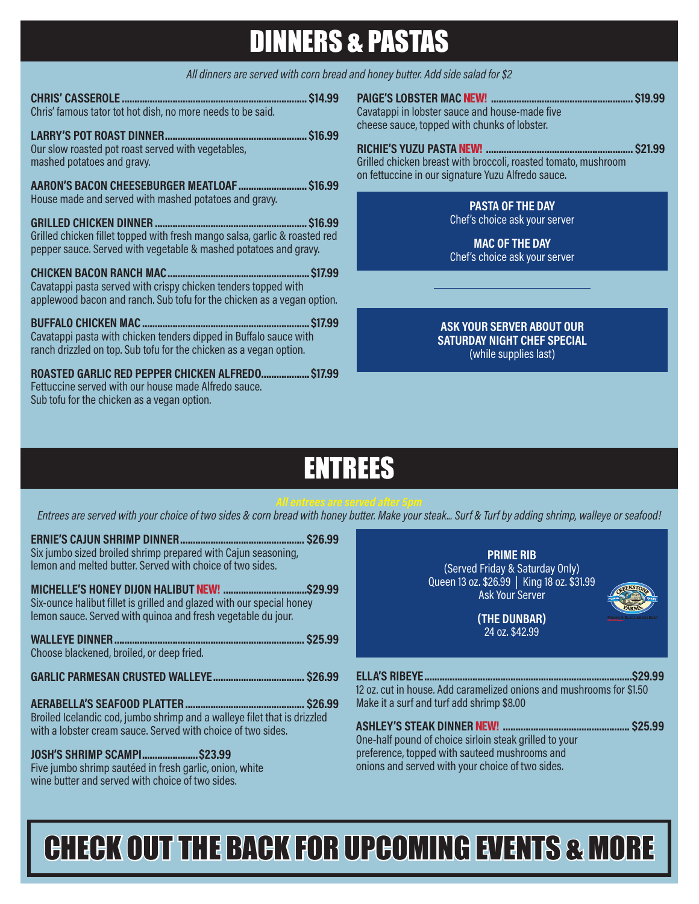# DINNERS & PASTAS

*All dinners are served with corn bread and honey butter. Add side salad for $2*

**CHRIS' CASSEROLE ........ $14.99**
Chris' famous tator tot hot dish, no more needs to be said.

**LARRY'S POT ROAST DINNER ........ $16.99**
Our slow roasted pot roast served with vegetables, mashed potatoes and gravy.

**AARON'S BACON CHEESEBURGER MEATLOAF ........ $16.99**
House made and served with mashed potatoes and gravy.

**GRILLED CHICKEN DINNER ........ $16.99**
Grilled chicken fillet topped with fresh mango salsa, garlic & roasted red pepper sauce. Served with vegetable & mashed potatoes and gravy.

**CHICKEN BACON RANCH MAC ........ $17.99**
Cavatappi pasta served with crispy chicken tenders topped with applewood bacon and ranch. Sub tofu for the chicken as a vegan option.

**BUFFALO CHICKEN MAC ........ $17.99**
Cavatappi pasta with chicken tenders dipped in Buffalo sauce with ranch drizzled on top. Sub tofu for the chicken as a vegan option.

**ROASTED GARLIC RED PEPPER CHICKEN ALFREDO ........ $17.99**
Fettuccine served with our house made Alfredo sauce. Sub tofu for the chicken as a vegan option.

**PAIGE'S LOBSTER MAC NEW! ........ $19.99**
Cavatappi in lobster sauce and house-made five cheese sauce, topped with chunks of lobster.

**RICHIE'S YUZU PASTA NEW! ........ $21.99**
Grilled chicken breast with broccoli, roasted tomato, mushroom on fettuccine in our signature Yuzu Alfredo sauce.

**PASTA OF THE DAY**
Chef's choice ask your server

**MAC OF THE DAY**
Chef's choice ask your server

**ASK YOUR SERVER ABOUT OUR SATURDAY NIGHT CHEF SPECIAL**
(while supplies last)

# ENTREES

*All entrees are served after 5pm*

*Entrees are served with your choice of two sides & corn bread with honey butter. Make your steak... Surf & Turf by adding shrimp, walleye or seafood!*

**ERNIE'S CAJUN SHRIMP DINNER ........ $26.99**
Six jumbo sized broiled shrimp prepared with Cajun seasoning, lemon and melted butter. Served with choice of two sides.

**MICHELLE'S HONEY DIJON HALIBUT NEW! ........ $29.99**
Six-ounce halibut fillet is grilled and glazed with our special honey lemon sauce. Served with quinoa and fresh vegetable du jour.

**WALLEYE DINNER ........ $25.99**
Choose blackened, broiled, or deep fried.

**GARLIC PARMESAN CRUSTED WALLEYE ........ $26.99**

**AERABELLA'S SEAFOOD PLATTER ........ $26.99**
Broiled Icelandic cod, jumbo shrimp and a walleye filet that is drizzled with a lobster cream sauce. Served with choice of two sides.

**JOSH'S SHRIMP SCAMPI ........ $23.99**
Five jumbo shrimp sautéed in fresh garlic, onion, white wine butter and served with choice of two sides.

**PRIME RIB**
(Served Friday & Saturday Only)
Queen 13 oz. $26.99 | King 18 oz. $31.99
Ask Your Server

**(THE DUNBAR)**
24 oz. $42.99

Creekstone Farms — Premium Black Angus Beef

**ELLA'S RIBEYE ........ $29.99**
12 oz. cut in house. Add caramelized onions and mushrooms for $1.50
Make it a surf and turf add shrimp $8.00

**ASHLEY'S STEAK DINNER NEW! ........ $25.99**
One-half pound of choice sirloin steak grilled to your preference, topped with sauteed mushrooms and onions and served with your choice of two sides.

# CHECK OUT THE BACK FOR UPCOMING EVENTS & MORE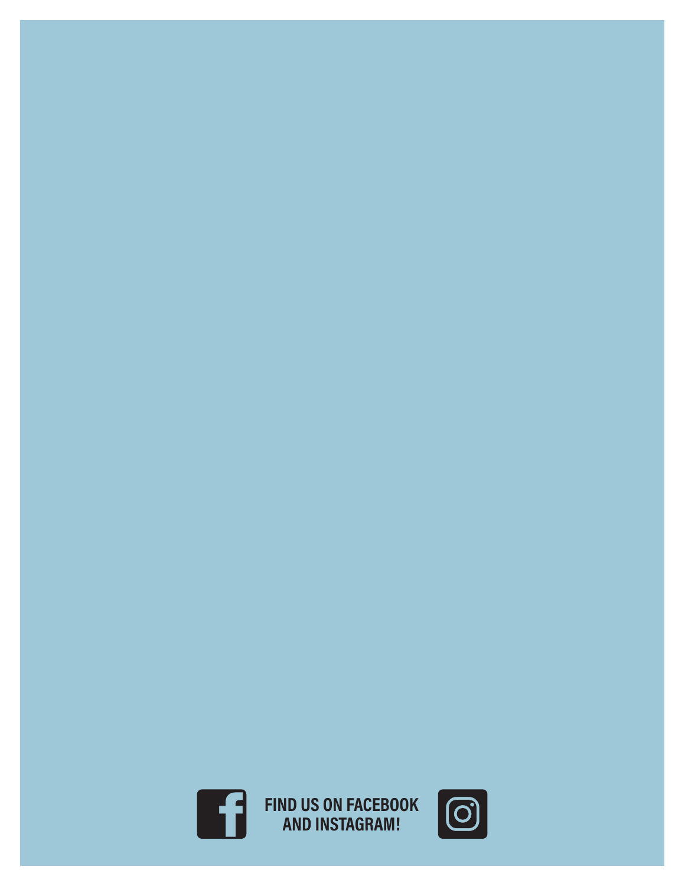**FIND US ON FACEBOOK AND INSTAGRAM!**